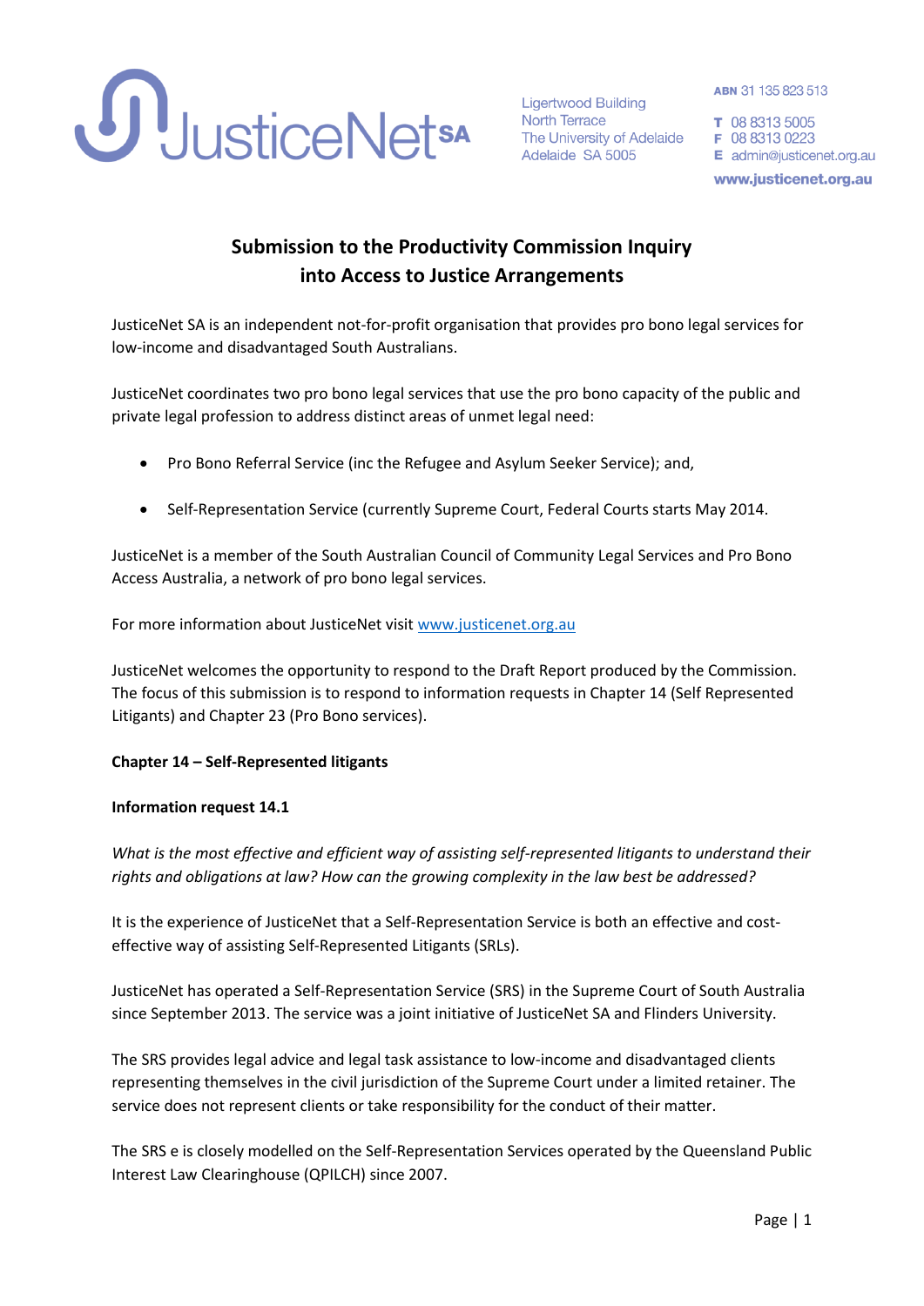JusticeNet SA

Ligertwood Building
North Terrace
The University of Adelaide
Adelaide SA 5005

ABN 31 135 823 513

T 08 8313 5005
F 08 8313 0223
E admin@justicenet.org.au

www.justicenet.org.au

# Submission to the Productivity Commission Inquiry into Access to Justice Arrangements

JusticeNet SA is an independent not-for-profit organisation that provides pro bono legal services for low-income and disadvantaged South Australians.

JusticeNet coordinates two pro bono legal services that use the pro bono capacity of the public and private legal profession to address distinct areas of unmet legal need:

- Pro Bono Referral Service (inc the Refugee and Asylum Seeker Service); and,
- Self-Representation Service (currently Supreme Court, Federal Courts starts May 2014.

JusticeNet is a member of the South Australian Council of Community Legal Services and Pro Bono Access Australia, a network of pro bono legal services.

For more information about JusticeNet visit www.justicenet.org.au

JusticeNet welcomes the opportunity to respond to the Draft Report produced by the Commission. The focus of this submission is to respond to information requests in Chapter 14 (Self Represented Litigants) and Chapter 23 (Pro Bono services).

**Chapter 14 – Self-Represented litigants**

**Information request 14.1**

*What is the most effective and efficient way of assisting self-represented litigants to understand their rights and obligations at law? How can the growing complexity in the law best be addressed?*

It is the experience of JusticeNet that a Self-Representation Service is both an effective and cost-effective way of assisting Self-Represented Litigants (SRLs).

JusticeNet has operated a Self-Representation Service (SRS) in the Supreme Court of South Australia since September 2013. The service was a joint initiative of JusticeNet SA and Flinders University.

The SRS provides legal advice and legal task assistance to low-income and disadvantaged clients representing themselves in the civil jurisdiction of the Supreme Court under a limited retainer. The service does not represent clients or take responsibility for the conduct of their matter.

The SRS e is closely modelled on the Self-Representation Services operated by the Queensland Public Interest Law Clearinghouse (QPILCH) since 2007.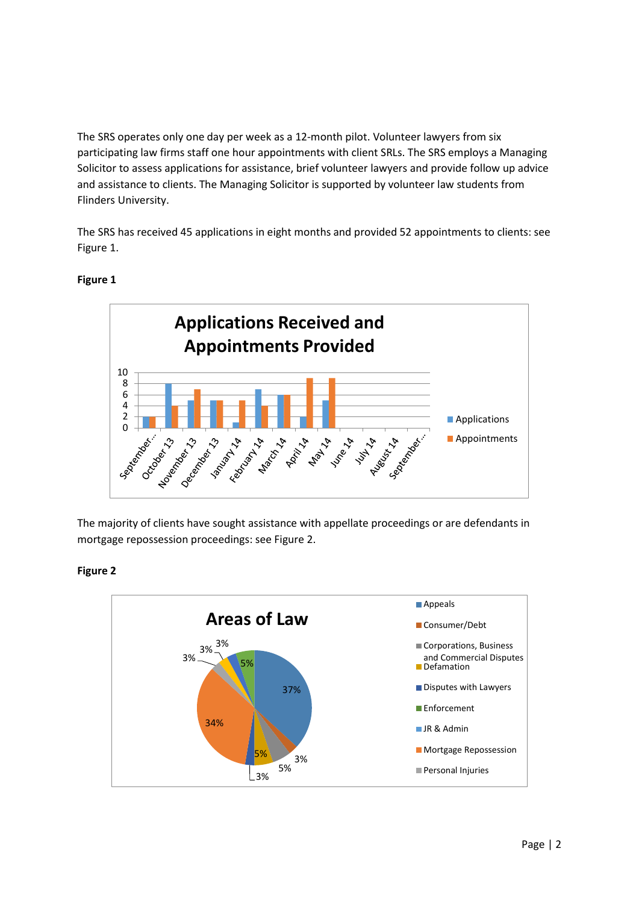The SRS operates only one day per week as a 12-month pilot. Volunteer lawyers from six participating law firms staff one hour appointments with client SRLs. The SRS employs a Managing Solicitor to assess applications for assistance, brief volunteer lawyers and provide follow up advice and assistance to clients. The Managing Solicitor is supported by volunteer law students from Flinders University.

The SRS has received 45 applications in eight months and provided 52 appointments to clients: see Figure 1.

**Figure 1**

**Applications Received and Appointments Provided**

| Month | Applications | Appointments |
|---|---|---|
| September... | 2 | 2 |
| October 13 | 8 | 4 |
| November 13 | 5 | 7 |
| December 13 | 5 | 5 |
| January 14 | 1 | 5 |
| February 14 | 7 | 4 |
| March 14 | 6 | 6 |
| April 14 | 2 | 9 |
| May 14 | 5 | 9 |
| June 14 | | |
| July 14 | | |
| August 14 | | |
| September... | | |

The majority of clients have sought assistance with appellate proceedings or are defendants in mortgage repossession proceedings: see Figure 2.

**Figure 2**

**Areas of Law**

| Area of Law | Percentage |
|---|---|
| Appeals | 37% |
| Consumer/Debt | 3% |
| Corporations, Business and Commercial Disputes | 5% |
| Defamation | 5% |
| Disputes with Lawyers | 3% |
| Enforcement | 5% |
| JR & Admin | 3% |
| Mortgage Repossession | 34% |
| Personal Injuries | 3% |
| (unlabelled) | 3% |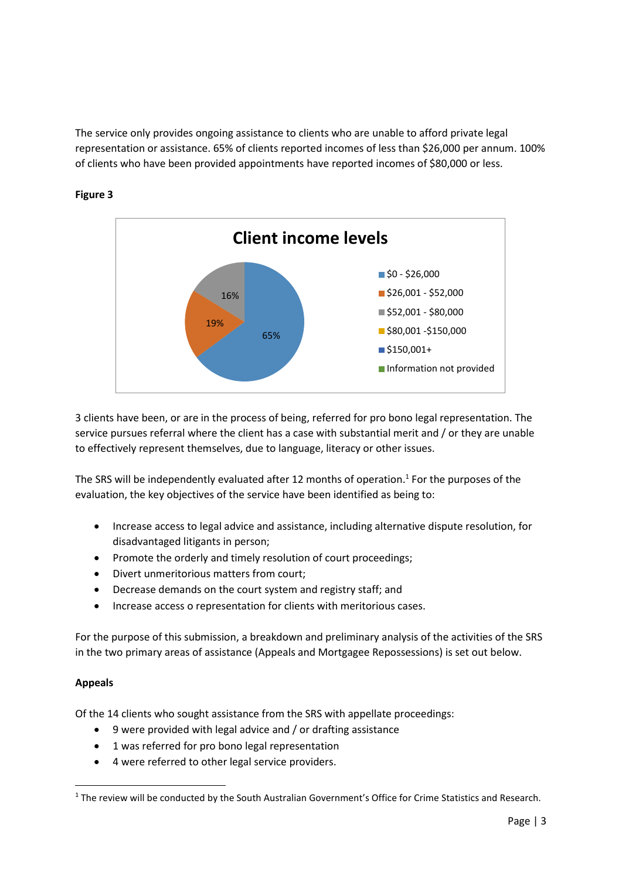The service only provides ongoing assistance to clients who are unable to afford private legal representation or assistance. 65% of clients reported incomes of less than $26,000 per annum. 100% of clients who have been provided appointments have reported incomes of $80,000 or less.

**Figure 3**

**Client income levels**

| Income level | Percentage |
|---|---|
| $0 - $26,000 | 65% |
| $26,001 - $52,000 | 19% |
| $52,001 - $80,000 | 16% |
| $80,001 -$150,000 | |
| $150,001+ | |
| Information not provided | |

3 clients have been, or are in the process of being, referred for pro bono legal representation. The service pursues referral where the client has a case with substantial merit and / or they are unable to effectively represent themselves, due to language, literacy or other issues.

The SRS will be independently evaluated after 12 months of operation.[1] For the purposes of the evaluation, the key objectives of the service have been identified as being to:

- Increase access to legal advice and assistance, including alternative dispute resolution, for disadvantaged litigants in person;
- Promote the orderly and timely resolution of court proceedings;
- Divert unmeritorious matters from court;
- Decrease demands on the court system and registry staff; and
- Increase access o representation for clients with meritorious cases.

For the purpose of this submission, a breakdown and preliminary analysis of the activities of the SRS in the two primary areas of assistance (Appeals and Mortgagee Repossessions) is set out below.

**Appeals**

Of the 14 clients who sought assistance from the SRS with appellate proceedings:

- 9 were provided with legal advice and / or drafting assistance
- 1 was referred for pro bono legal representation
- 4 were referred to other legal service providers.

[1] The review will be conducted by the South Australian Government's Office for Crime Statistics and Research.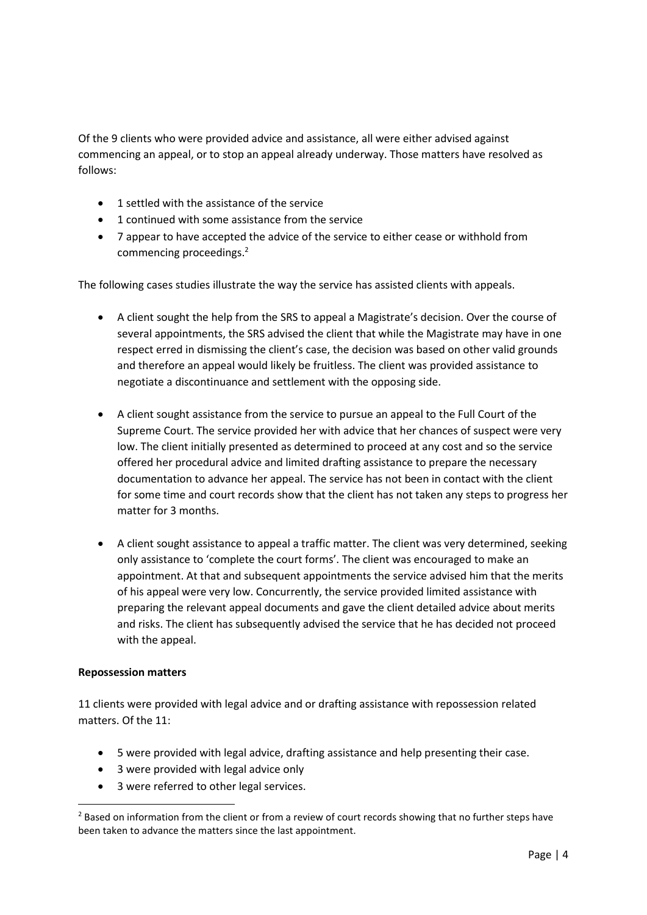Of the 9 clients who were provided advice and assistance, all were either advised against commencing an appeal, or to stop an appeal already underway. Those matters have resolved as follows:

- 1 settled with the assistance of the service
- 1 continued with some assistance from the service
- 7 appear to have accepted the advice of the service to either cease or withhold from commencing proceedings.[2]

The following cases studies illustrate the way the service has assisted clients with appeals.

- A client sought the help from the SRS to appeal a Magistrate's decision. Over the course of several appointments, the SRS advised the client that while the Magistrate may have in one respect erred in dismissing the client's case, the decision was based on other valid grounds and therefore an appeal would likely be fruitless. The client was provided assistance to negotiate a discontinuance and settlement with the opposing side.

- A client sought assistance from the service to pursue an appeal to the Full Court of the Supreme Court. The service provided her with advice that her chances of suspect were very low. The client initially presented as determined to proceed at any cost and so the service offered her procedural advice and limited drafting assistance to prepare the necessary documentation to advance her appeal. The service has not been in contact with the client for some time and court records show that the client has not taken any steps to progress her matter for 3 months.

- A client sought assistance to appeal a traffic matter. The client was very determined, seeking only assistance to 'complete the court forms'. The client was encouraged to make an appointment. At that and subsequent appointments the service advised him that the merits of his appeal were very low. Concurrently, the service provided limited assistance with preparing the relevant appeal documents and gave the client detailed advice about merits and risks. The client has subsequently advised the service that he has decided not proceed with the appeal.

**Repossession matters**

11 clients were provided with legal advice and or drafting assistance with repossession related matters. Of the 11:

- 5 were provided with legal advice, drafting assistance and help presenting their case.
- 3 were provided with legal advice only
- 3 were referred to other legal services.

[2] Based on information from the client or from a review of court records showing that no further steps have been taken to advance the matters since the last appointment.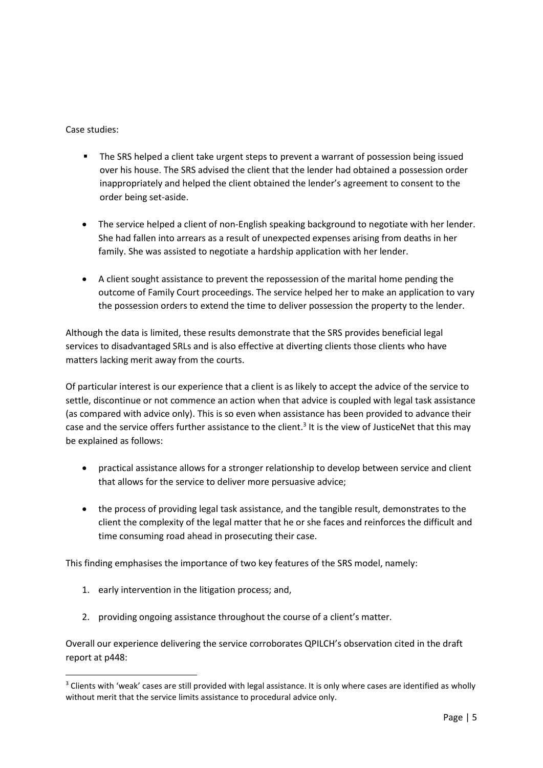Case studies:

- The SRS helped a client take urgent steps to prevent a warrant of possession being issued over his house. The SRS advised the client that the lender had obtained a possession order inappropriately and helped the client obtained the lender's agreement to consent to the order being set-aside.
- The service helped a client of non-English speaking background to negotiate with her lender. She had fallen into arrears as a result of unexpected expenses arising from deaths in her family. She was assisted to negotiate a hardship application with her lender.
- A client sought assistance to prevent the repossession of the marital home pending the outcome of Family Court proceedings. The service helped her to make an application to vary the possession orders to extend the time to deliver possession the property to the lender.

Although the data is limited, these results demonstrate that the SRS provides beneficial legal services to disadvantaged SRLs and is also effective at diverting clients those clients who have matters lacking merit away from the courts.

Of particular interest is our experience that a client is as likely to accept the advice of the service to settle, discontinue or not commence an action when that advice is coupled with legal task assistance (as compared with advice only). This is so even when assistance has been provided to advance their case and the service offers further assistance to the client.[3] It is the view of JusticeNet that this may be explained as follows:

- practical assistance allows for a stronger relationship to develop between service and client that allows for the service to deliver more persuasive advice;
- the process of providing legal task assistance, and the tangible result, demonstrates to the client the complexity of the legal matter that he or she faces and reinforces the difficult and time consuming road ahead in prosecuting their case.

This finding emphasises the importance of two key features of the SRS model, namely:

1. early intervention in the litigation process; and,
2. providing ongoing assistance throughout the course of a client's matter.

Overall our experience delivering the service corroborates QPILCH's observation cited in the draft report at p448:

[3] Clients with 'weak' cases are still provided with legal assistance. It is only where cases are identified as wholly without merit that the service limits assistance to procedural advice only.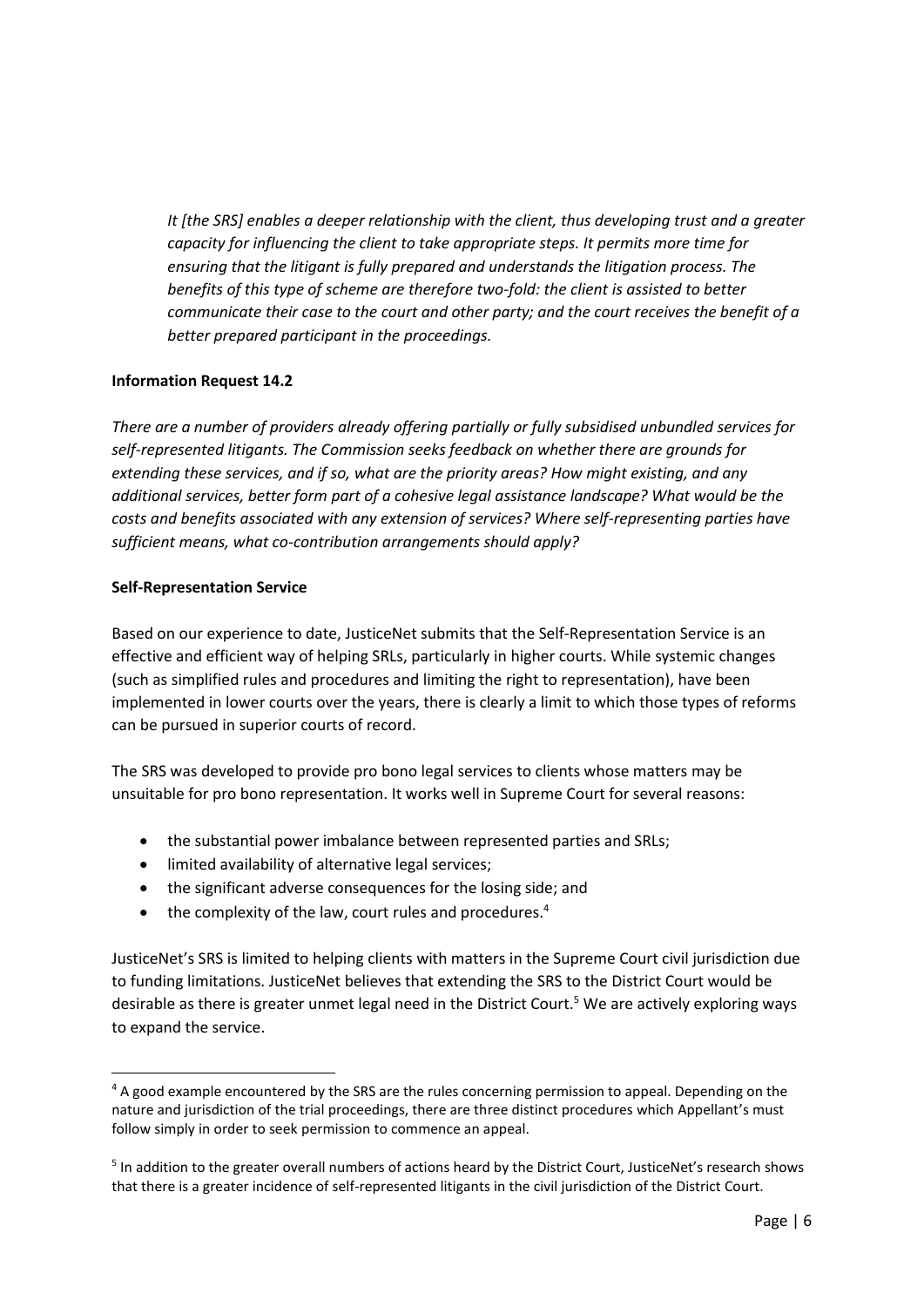> *It [the SRS] enables a deeper relationship with the client, thus developing trust and a greater capacity for influencing the client to take appropriate steps. It permits more time for ensuring that the litigant is fully prepared and understands the litigation process. The benefits of this type of scheme are therefore two-fold: the client is assisted to better communicate their case to the court and other party; and the court receives the benefit of a better prepared participant in the proceedings.*

**Information Request 14.2**

*There are a number of providers already offering partially or fully subsidised unbundled services for self-represented litigants. The Commission seeks feedback on whether there are grounds for extending these services, and if so, what are the priority areas? How might existing, and any additional services, better form part of a cohesive legal assistance landscape? What would be the costs and benefits associated with any extension of services? Where self-representing parties have sufficient means, what co-contribution arrangements should apply?*

**Self-Representation Service**

Based on our experience to date, JusticeNet submits that the Self-Representation Service is an effective and efficient way of helping SRLs, particularly in higher courts. While systemic changes (such as simplified rules and procedures and limiting the right to representation), have been implemented in lower courts over the years, there is clearly a limit to which those types of reforms can be pursued in superior courts of record.

The SRS was developed to provide pro bono legal services to clients whose matters may be unsuitable for pro bono representation. It works well in Supreme Court for several reasons:

- the substantial power imbalance between represented parties and SRLs;
- limited availability of alternative legal services;
- the significant adverse consequences for the losing side; and
- the complexity of the law, court rules and procedures.[4]

JusticeNet's SRS is limited to helping clients with matters in the Supreme Court civil jurisdiction due to funding limitations. JusticeNet believes that extending the SRS to the District Court would be desirable as there is greater unmet legal need in the District Court.[5] We are actively exploring ways to expand the service.

---

[4] A good example encountered by the SRS are the rules concerning permission to appeal. Depending on the nature and jurisdiction of the trial proceedings, there are three distinct procedures which Appellant's must follow simply in order to seek permission to commence an appeal.

[5] In addition to the greater overall numbers of actions heard by the District Court, JusticeNet's research shows that there is a greater incidence of self-represented litigants in the civil jurisdiction of the District Court.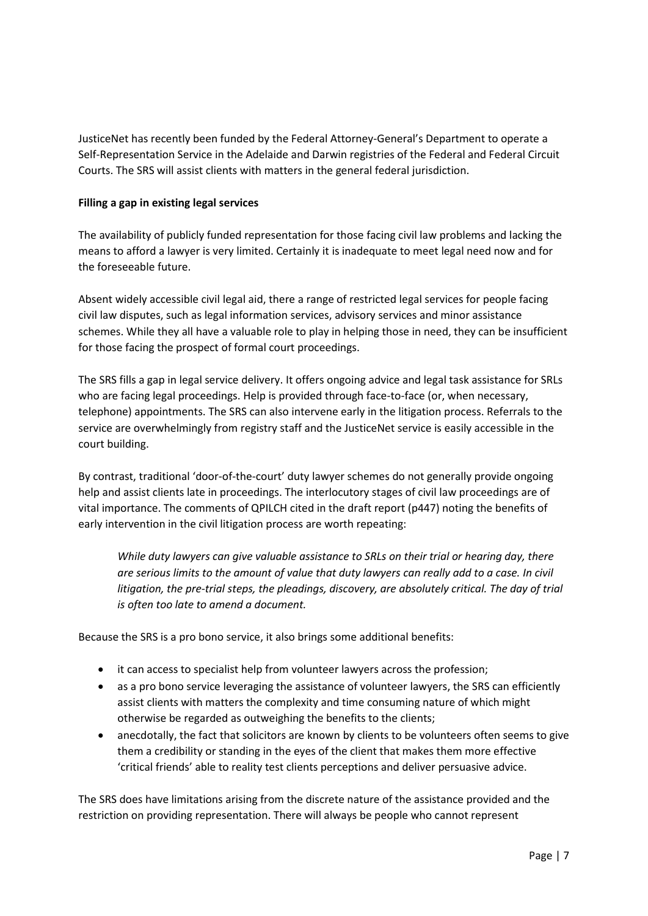JusticeNet has recently been funded by the Federal Attorney-General's Department to operate a Self-Representation Service in the Adelaide and Darwin registries of the Federal and Federal Circuit Courts. The SRS will assist clients with matters in the general federal jurisdiction.

**Filling a gap in existing legal services**

The availability of publicly funded representation for those facing civil law problems and lacking the means to afford a lawyer is very limited. Certainly it is inadequate to meet legal need now and for the foreseeable future.

Absent widely accessible civil legal aid, there a range of restricted legal services for people facing civil law disputes, such as legal information services, advisory services and minor assistance schemes. While they all have a valuable role to play in helping those in need, they can be insufficient for those facing the prospect of formal court proceedings.

The SRS fills a gap in legal service delivery. It offers ongoing advice and legal task assistance for SRLs who are facing legal proceedings. Help is provided through face-to-face (or, when necessary, telephone) appointments. The SRS can also intervene early in the litigation process. Referrals to the service are overwhelmingly from registry staff and the JusticeNet service is easily accessible in the court building.

By contrast, traditional 'door-of-the-court' duty lawyer schemes do not generally provide ongoing help and assist clients late in proceedings. The interlocutory stages of civil law proceedings are of vital importance. The comments of QPILCH cited in the draft report (p447) noting the benefits of early intervention in the civil litigation process are worth repeating:

> *While duty lawyers can give valuable assistance to SRLs on their trial or hearing day, there are serious limits to the amount of value that duty lawyers can really add to a case. In civil litigation, the pre-trial steps, the pleadings, discovery, are absolutely critical. The day of trial is often too late to amend a document.*

Because the SRS is a pro bono service, it also brings some additional benefits:

- it can access to specialist help from volunteer lawyers across the profession;
- as a pro bono service leveraging the assistance of volunteer lawyers, the SRS can efficiently assist clients with matters the complexity and time consuming nature of which might otherwise be regarded as outweighing the benefits to the clients;
- anecdotally, the fact that solicitors are known by clients to be volunteers often seems to give them a credibility or standing in the eyes of the client that makes them more effective 'critical friends' able to reality test clients perceptions and deliver persuasive advice.

The SRS does have limitations arising from the discrete nature of the assistance provided and the restriction on providing representation. There will always be people who cannot represent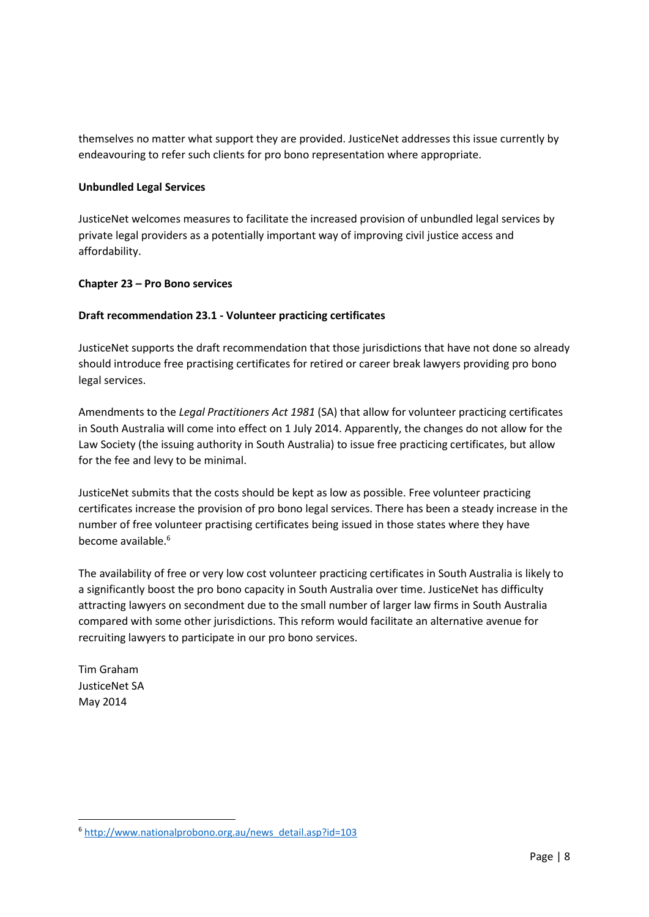themselves no matter what support they are provided. JusticeNet addresses this issue currently by endeavouring to refer such clients for pro bono representation where appropriate.

**Unbundled Legal Services**

JusticeNet welcomes measures to facilitate the increased provision of unbundled legal services by private legal providers as a potentially important way of improving civil justice access and affordability.

**Chapter 23 – Pro Bono services**

**Draft recommendation 23.1 - Volunteer practicing certificates**

JusticeNet supports the draft recommendation that those jurisdictions that have not done so already should introduce free practising certificates for retired or career break lawyers providing pro bono legal services.

Amendments to the *Legal Practitioners Act 1981* (SA) that allow for volunteer practicing certificates in South Australia will come into effect on 1 July 2014. Apparently, the changes do not allow for the Law Society (the issuing authority in South Australia) to issue free practicing certificates, but allow for the fee and levy to be minimal.

JusticeNet submits that the costs should be kept as low as possible. Free volunteer practicing certificates increase the provision of pro bono legal services. There has been a steady increase in the number of free volunteer practising certificates being issued in those states where they have become available.[6]

The availability of free or very low cost volunteer practicing certificates in South Australia is likely to a significantly boost the pro bono capacity in South Australia over time. JusticeNet has difficulty attracting lawyers on secondment due to the small number of larger law firms in South Australia compared with some other jurisdictions. This reform would facilitate an alternative avenue for recruiting lawyers to participate in our pro bono services.

Tim Graham
JusticeNet SA
May 2014

---

[6] http://www.nationalprobono.org.au/news_detail.asp?id=103